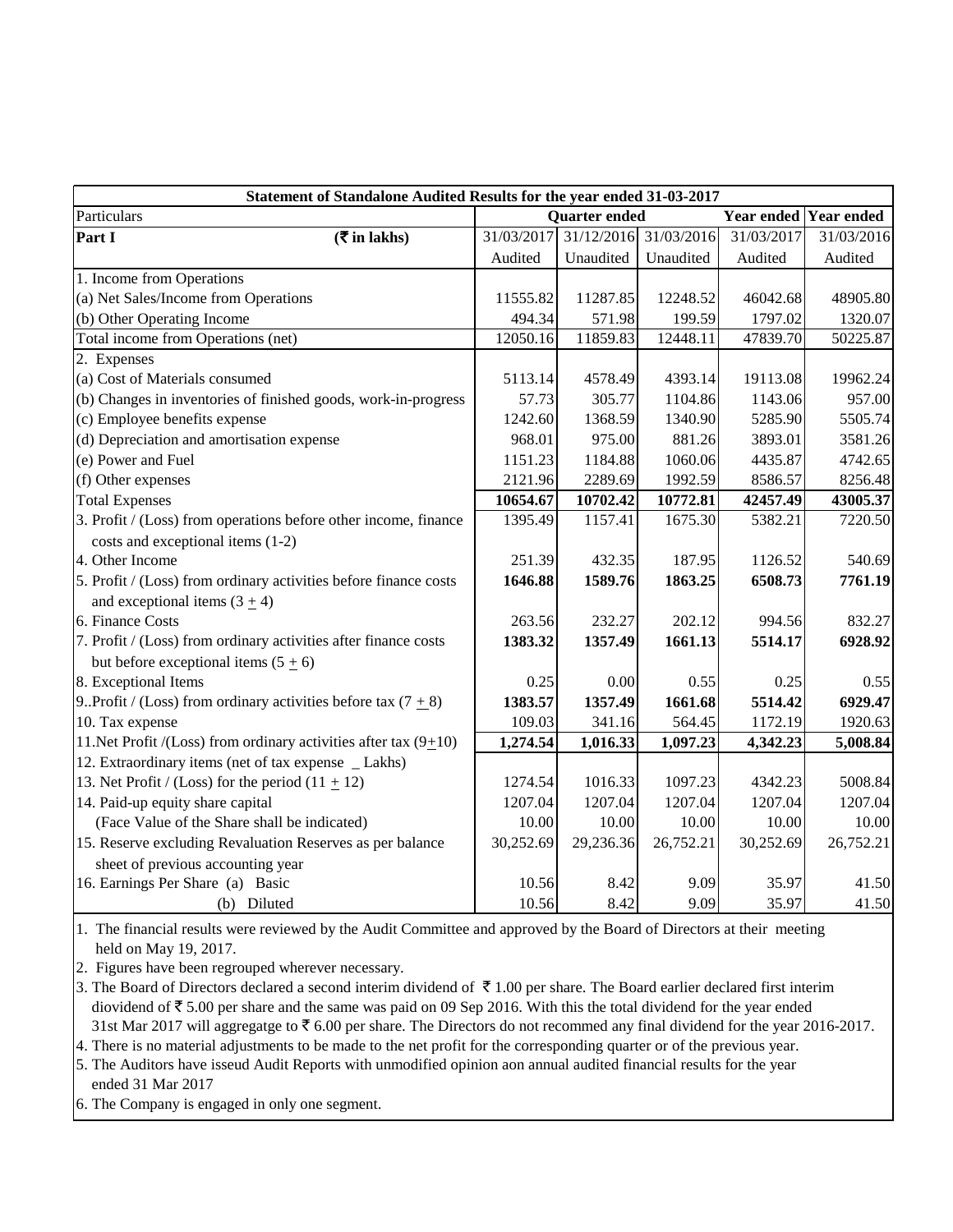| Statement of Standalone Audited Results for the year ended 31-03-2017 | | | | | |
|---|---|---|---|---|---|
| Particulars | Quarter ended | | | Year ended | Year ended |
| **Part I** **(₹ in lakhs)** | 31/03/2017 | 31/12/2016 | 31/03/2016 | 31/03/2017 | 31/03/2016 |
| | Audited | Unaudited | Unaudited | Audited | Audited |
| 1. Income from Operations | | | | | |
| (a) Net Sales/Income from Operations | 11555.82 | 11287.85 | 12248.52 | 46042.68 | 48905.80 |
| (b) Other Operating Income | 494.34 | 571.98 | 199.59 | 1797.02 | 1320.07 |
| Total income from Operations (net) | 12050.16 | 11859.83 | 12448.11 | 47839.70 | 50225.87 |
| 2. Expenses | | | | | |
| (a) Cost of Materials consumed | 5113.14 | 4578.49 | 4393.14 | 19113.08 | 19962.24 |
| (b) Changes in inventories of finished goods, work-in-progress | 57.73 | 305.77 | 1104.86 | 1143.06 | 957.00 |
| (c) Employee benefits expense | 1242.60 | 1368.59 | 1340.90 | 5285.90 | 5505.74 |
| (d) Depreciation and amortisation expense | 968.01 | 975.00 | 881.26 | 3893.01 | 3581.26 |
| (e) Power and Fuel | 1151.23 | 1184.88 | 1060.06 | 4435.87 | 4742.65 |
| (f) Other expenses | 2121.96 | 2289.69 | 1992.59 | 8586.57 | 8256.48 |
| Total Expenses | **10654.67** | **10702.42** | **10772.81** | **42457.49** | **43005.37** |
| 3. Profit / (Loss) from operations before other income, finance costs and exceptional items (1-2) | 1395.49 | 1157.41 | 1675.30 | 5382.21 | 7220.50 |
| 4. Other Income | 251.39 | 432.35 | 187.95 | 1126.52 | 540.69 |
| 5. Profit / (Loss) from ordinary activities before finance costs and exceptional items (3 ± 4) | **1646.88** | **1589.76** | **1863.25** | **6508.73** | **7761.19** |
| 6. Finance Costs | 263.56 | 232.27 | 202.12 | 994.56 | 832.27 |
| 7. Profit / (Loss) from ordinary activities after finance costs but before exceptional items (5 ± 6) | **1383.32** | **1357.49** | **1661.13** | **5514.17** | **6928.92** |
| 8. Exceptional Items | 0.25 | 0.00 | 0.55 | 0.25 | 0.55 |
| 9..Profit / (Loss) from ordinary activities before tax (7 ± 8) | **1383.57** | **1357.49** | **1661.68** | **5514.42** | **6929.47** |
| 10. Tax expense | 109.03 | 341.16 | 564.45 | 1172.19 | 1920.63 |
| 11.Net Profit /(Loss) from ordinary activities after tax (9±10) | **1,274.54** | **1,016.33** | **1,097.23** | **4,342.23** | **5,008.84** |
| 12. Extraordinary items (net of tax expense _ Lakhs) | | | | | |
| 13. Net Profit / (Loss) for the period (11 ± 12) | 1274.54 | 1016.33 | 1097.23 | 4342.23 | 5008.84 |
| 14. Paid-up equity share capital | 1207.04 | 1207.04 | 1207.04 | 1207.04 | 1207.04 |
| (Face Value of the Share shall be indicated) | 10.00 | 10.00 | 10.00 | 10.00 | 10.00 |
| 15. Reserve excluding Revaluation Reserves as per balance sheet of previous accounting year | 30,252.69 | 29,236.36 | 26,752.21 | 30,252.69 | 26,752.21 |
| 16. Earnings Per Share (a) Basic | 10.56 | 8.42 | 9.09 | 35.97 | 41.50 |
| (b) Diluted | 10.56 | 8.42 | 9.09 | 35.97 | 41.50 |

1. The financial results were reviewed by the Audit Committee and approved by the Board of Directors at their meeting held on May 19, 2017.
2. Figures have been regrouped wherever necessary.
3. The Board of Directors declared a second interim dividend of ₹ 1.00 per share. The Board earlier declared first interim diovidend of ₹ 5.00 per share and the same was paid on 09 Sep 2016. With this the total dividend for the year ended 31st Mar 2017 will aggregatge to ₹ 6.00 per share. The Directors do not recommed any final dividend for the year 2016-2017.
4. There is no material adjustments to be made to the net profit for the corresponding quarter or of the previous year.
5. The Auditors have isseud Audit Reports with unmodified opinion aon annual audited financial results for the year ended 31 Mar 2017
6. The Company is engaged in only one segment.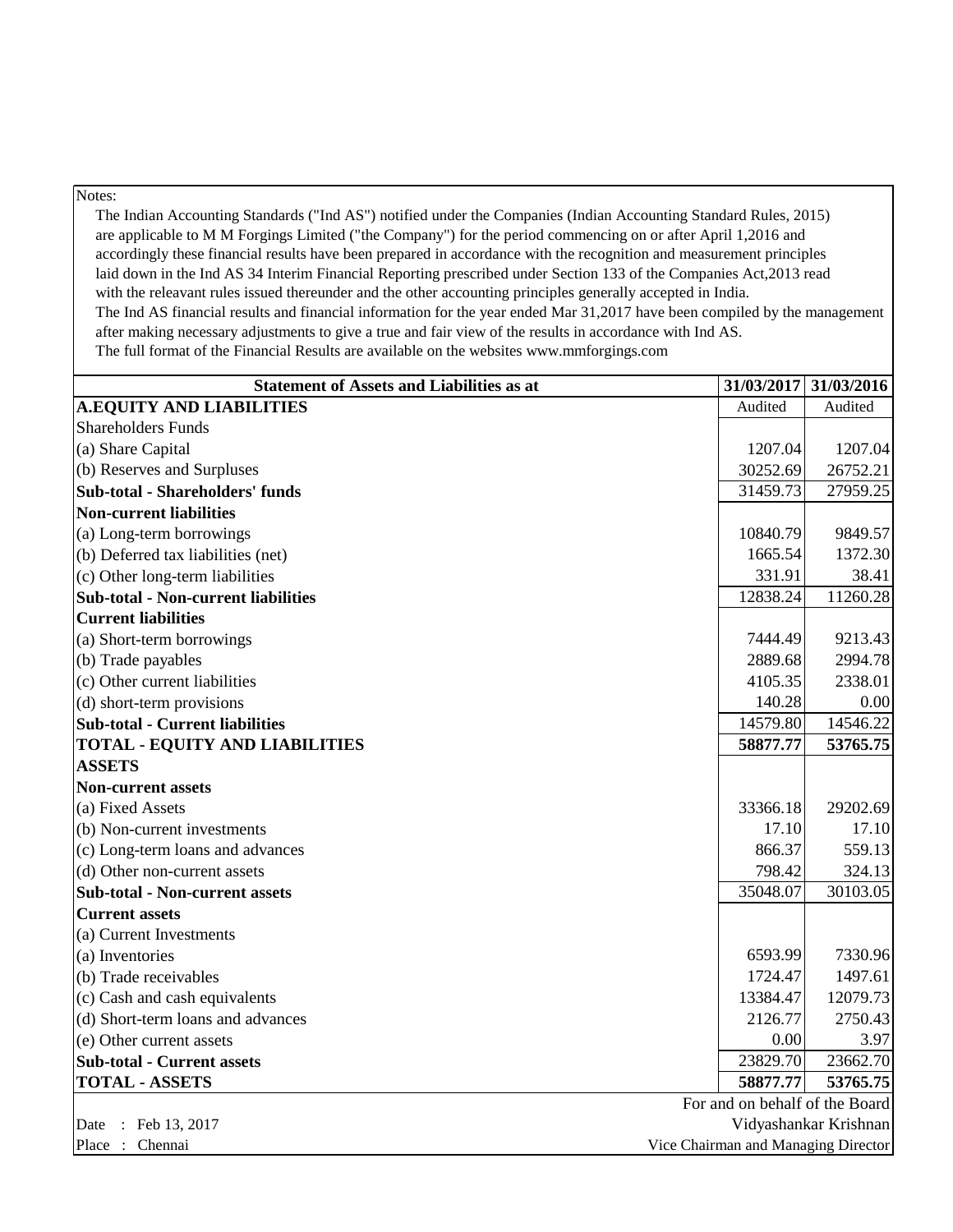Notes:

The Indian Accounting Standards ("Ind AS") notified under the Companies (Indian Accounting Standard Rules, 2015) are applicable to M M Forgings Limited ("the Company") for the period commencing on or after April 1,2016 and accordingly these financial results have been prepared in accordance with the recognition and measurement principles laid down in the Ind AS 34 Interim Financial Reporting prescribed under Section 133 of the Companies Act,2013 read with the releavant rules issued thereunder and the other accounting principles generally accepted in India.

The Ind AS financial results and financial information for the year ended Mar 31,2017 have been compiled by the management after making necessary adjustments to give a true and fair view of the results in accordance with Ind AS.

The full format of the Financial Results are available on the websites www.mmforgings.com

| Statement of Assets and Liabilities as at | 31/03/2017 | 31/03/2016 |
|---|---|---|
| **A.EQUITY AND LIABILITIES** | Audited | Audited |
| Shareholders Funds | | |
| (a) Share Capital | 1207.04 | 1207.04 |
| (b) Reserves and Surpluses | 30252.69 | 26752.21 |
| **Sub-total - Shareholders' funds** | 31459.73 | 27959.25 |
| **Non-current liabilities** | | |
| (a) Long-term borrowings | 10840.79 | 9849.57 |
| (b) Deferred tax liabilities (net) | 1665.54 | 1372.30 |
| (c) Other long-term liabilities | 331.91 | 38.41 |
| **Sub-total - Non-current liabilities** | 12838.24 | 11260.28 |
| **Current liabilities** | | |
| (a) Short-term borrowings | 7444.49 | 9213.43 |
| (b) Trade payables | 2889.68 | 2994.78 |
| (c) Other current liabilities | 4105.35 | 2338.01 |
| (d) short-term provisions | 140.28 | 0.00 |
| **Sub-total - Current liabilities** | 14579.80 | 14546.22 |
| **TOTAL - EQUITY AND LIABILITIES** | **58877.77** | **53765.75** |
| **ASSETS** | | |
| **Non-current assets** | | |
| (a) Fixed Assets | 33366.18 | 29202.69 |
| (b) Non-current investments | 17.10 | 17.10 |
| (c) Long-term loans and advances | 866.37 | 559.13 |
| (d) Other non-current assets | 798.42 | 324.13 |
| **Sub-total - Non-current assets** | 35048.07 | 30103.05 |
| **Current assets** | | |
| (a) Current Investments | | |
| (a) Inventories | 6593.99 | 7330.96 |
| (b) Trade receivables | 1724.47 | 1497.61 |
| (c) Cash and cash equivalents | 13384.47 | 12079.73 |
| (d) Short-term loans and advances | 2126.77 | 2750.43 |
| (e) Other current assets | 0.00 | 3.97 |
| **Sub-total - Current assets** | 23829.70 | 23662.70 |
| **TOTAL - ASSETS** | **58877.77** | **53765.75** |

For and on behalf of the Board

Vidyashankar Krishnan

Vice Chairman and Managing Director

Date : Feb 13, 2017

Place : Chennai